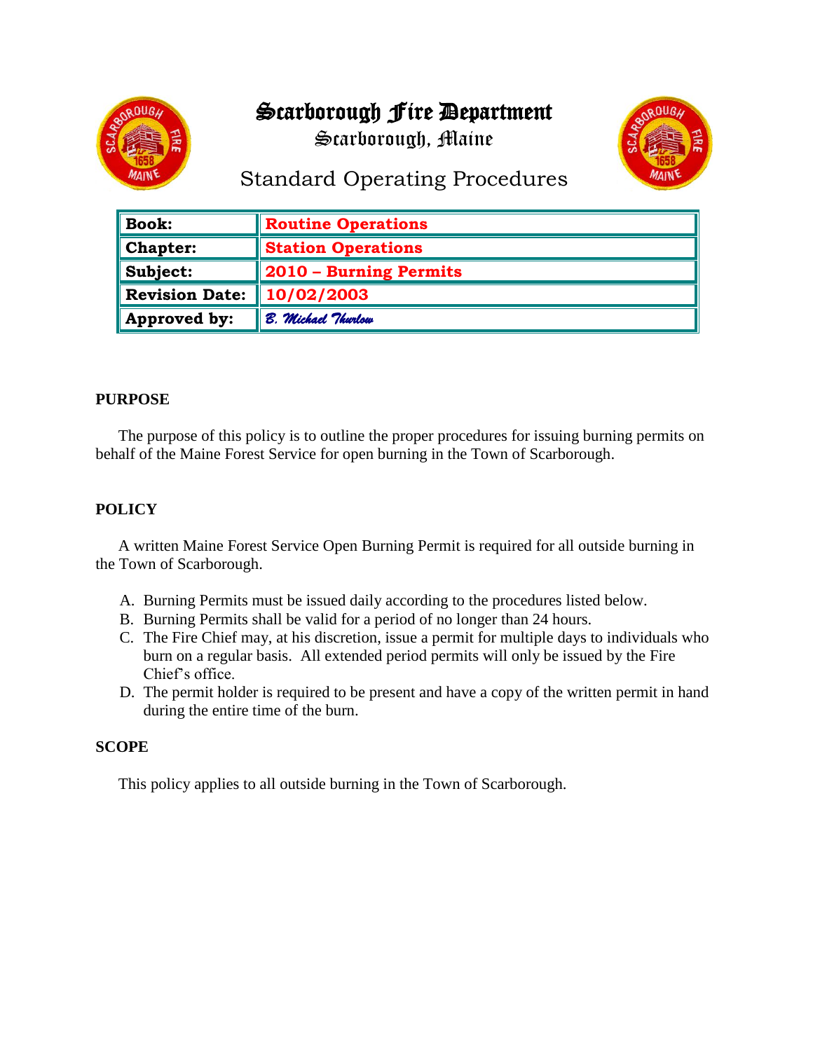# Scarborough Fire Department

Scarborough, Maine

## Standard Operating Procedures

| Book: | Routine Operations |
| --- | --- |
| Chapter: | Station Operations |
| Subject: | 2010 – Burning Permits |
| Revision Date: | 10/02/2003 |
| Approved by: | *B. Michael Thurlow* |

**PURPOSE**

The purpose of this policy is to outline the proper procedures for issuing burning permits on behalf of the Maine Forest Service for open burning in the Town of Scarborough.

**POLICY**

A written Maine Forest Service Open Burning Permit is required for all outside burning in the Town of Scarborough.

A. Burning Permits must be issued daily according to the procedures listed below.
B. Burning Permits shall be valid for a period of no longer than 24 hours.
C. The Fire Chief may, at his discretion, issue a permit for multiple days to individuals who burn on a regular basis. All extended period permits will only be issued by the Fire Chief's office.
D. The permit holder is required to be present and have a copy of the written permit in hand during the entire time of the burn.

**SCOPE**

This policy applies to all outside burning in the Town of Scarborough.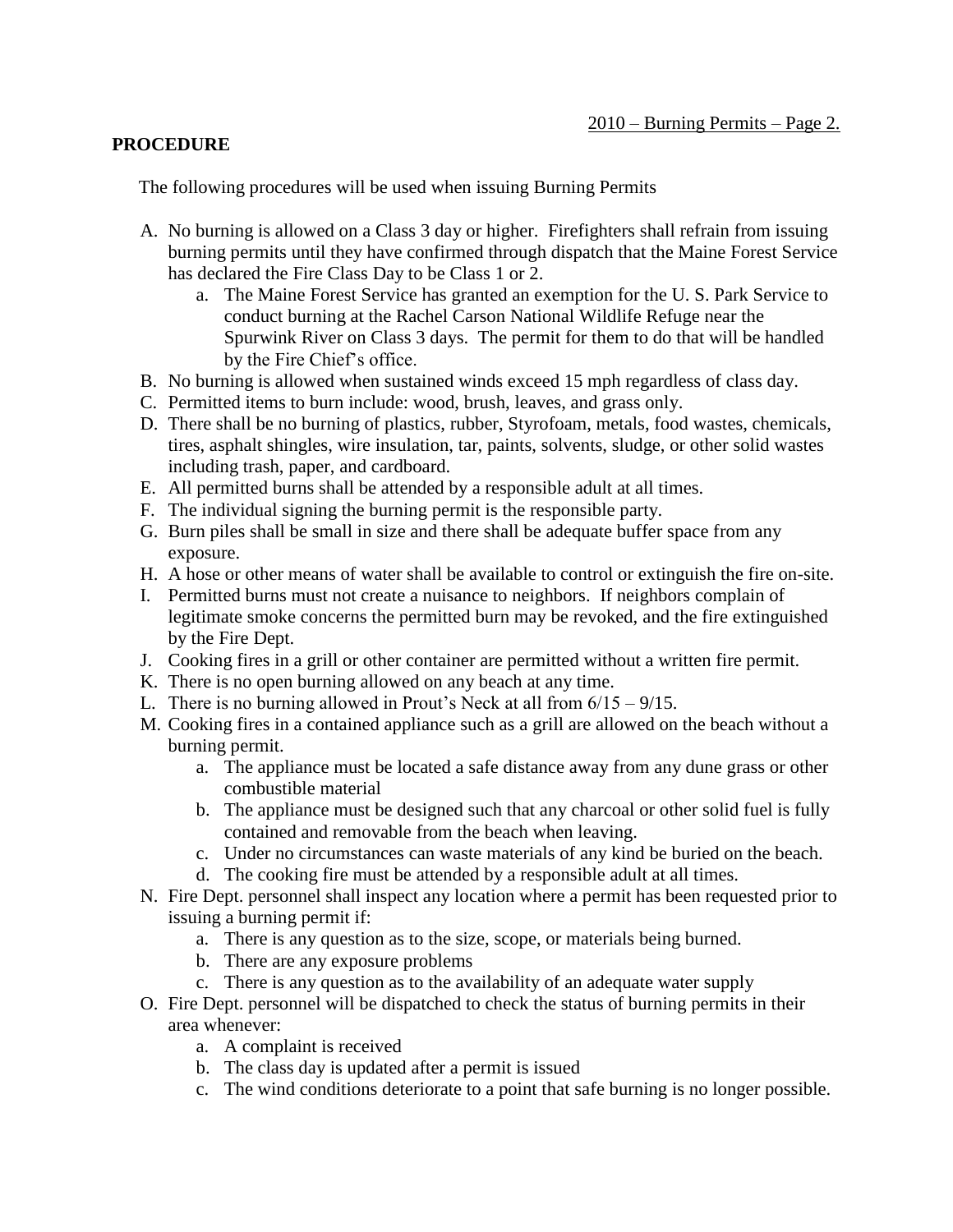## PROCEDURE

The following procedures will be used when issuing Burning Permits

A. No burning is allowed on a Class 3 day or higher. Firefighters shall refrain from issuing burning permits until they have confirmed through dispatch that the Maine Forest Service has declared the Fire Class Day to be Class 1 or 2.
   a. The Maine Forest Service has granted an exemption for the U. S. Park Service to conduct burning at the Rachel Carson National Wildlife Refuge near the Spurwink River on Class 3 days. The permit for them to do that will be handled by the Fire Chief's office.
B. No burning is allowed when sustained winds exceed 15 mph regardless of class day.
C. Permitted items to burn include: wood, brush, leaves, and grass only.
D. There shall be no burning of plastics, rubber, Styrofoam, metals, food wastes, chemicals, tires, asphalt shingles, wire insulation, tar, paints, solvents, sludge, or other solid wastes including trash, paper, and cardboard.
E. All permitted burns shall be attended by a responsible adult at all times.
F. The individual signing the burning permit is the responsible party.
G. Burn piles shall be small in size and there shall be adequate buffer space from any exposure.
H. A hose or other means of water shall be available to control or extinguish the fire on-site.
I. Permitted burns must not create a nuisance to neighbors. If neighbors complain of legitimate smoke concerns the permitted burn may be revoked, and the fire extinguished by the Fire Dept.
J. Cooking fires in a grill or other container are permitted without a written fire permit.
K. There is no open burning allowed on any beach at any time.
L. There is no burning allowed in Prout's Neck at all from 6/15 – 9/15.
M. Cooking fires in a contained appliance such as a grill are allowed on the beach without a burning permit.
   a. The appliance must be located a safe distance away from any dune grass or other combustible material
   b. The appliance must be designed such that any charcoal or other solid fuel is fully contained and removable from the beach when leaving.
   c. Under no circumstances can waste materials of any kind be buried on the beach.
   d. The cooking fire must be attended by a responsible adult at all times.
N. Fire Dept. personnel shall inspect any location where a permit has been requested prior to issuing a burning permit if:
   a. There is any question as to the size, scope, or materials being burned.
   b. There are any exposure problems
   c. There is any question as to the availability of an adequate water supply
O. Fire Dept. personnel will be dispatched to check the status of burning permits in their area whenever:
   a. A complaint is received
   b. The class day is updated after a permit is issued
   c. The wind conditions deteriorate to a point that safe burning is no longer possible.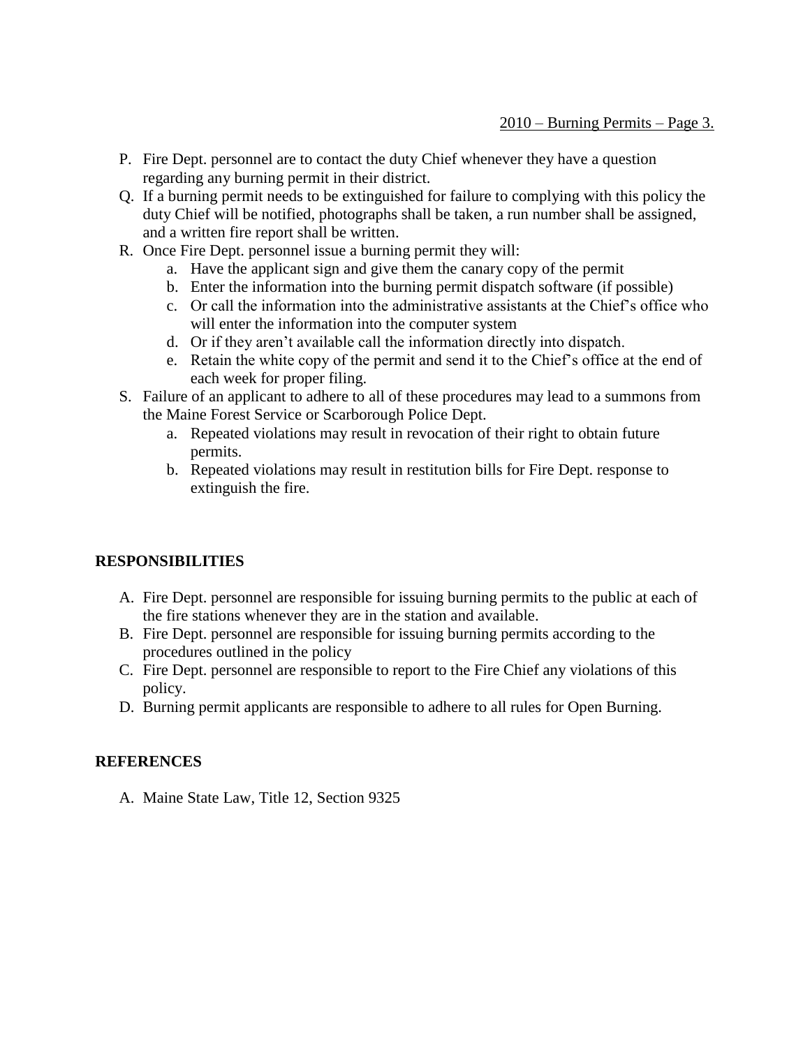P. Fire Dept. personnel are to contact the duty Chief whenever they have a question regarding any burning permit in their district.
Q. If a burning permit needs to be extinguished for failure to complying with this policy the duty Chief will be notified, photographs shall be taken, a run number shall be assigned, and a written fire report shall be written.
R. Once Fire Dept. personnel issue a burning permit they will:
    a. Have the applicant sign and give them the canary copy of the permit
    b. Enter the information into the burning permit dispatch software (if possible)
    c. Or call the information into the administrative assistants at the Chief's office who will enter the information into the computer system
    d. Or if they aren't available call the information directly into dispatch.
    e. Retain the white copy of the permit and send it to the Chief's office at the end of each week for proper filing.
S. Failure of an applicant to adhere to all of these procedures may lead to a summons from the Maine Forest Service or Scarborough Police Dept.
    a. Repeated violations may result in revocation of their right to obtain future permits.
    b. Repeated violations may result in restitution bills for Fire Dept. response to extinguish the fire.

**RESPONSIBILITIES**

A. Fire Dept. personnel are responsible for issuing burning permits to the public at each of the fire stations whenever they are in the station and available.
B. Fire Dept. personnel are responsible for issuing burning permits according to the procedures outlined in the policy
C. Fire Dept. personnel are responsible to report to the Fire Chief any violations of this policy.
D. Burning permit applicants are responsible to adhere to all rules for Open Burning.

**REFERENCES**

A. Maine State Law, Title 12, Section 9325